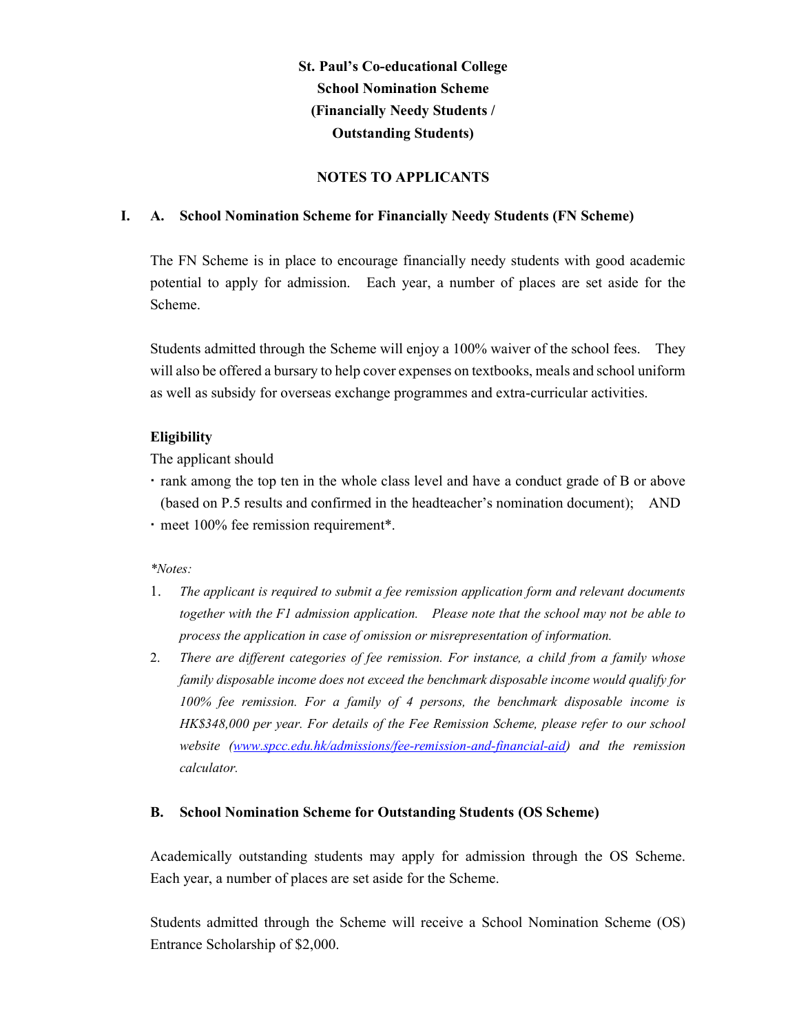# St. Paul's Co-educational College
# School Nomination Scheme
# (Financially Needy Students / Outstanding Students)

## NOTES TO APPLICANTS

## I. A. School Nomination Scheme for Financially Needy Students (FN Scheme)

The FN Scheme is in place to encourage financially needy students with good academic potential to apply for admission. Each year, a number of places are set aside for the Scheme.

Students admitted through the Scheme will enjoy a 100% waiver of the school fees. They will also be offered a bursary to help cover expenses on textbooks, meals and school uniform as well as subsidy for overseas exchange programmes and extra-curricular activities.

**Eligibility**

The applicant should

- rank among the top ten in the whole class level and have a conduct grade of B or above (based on P.5 results and confirmed in the headteacher's nomination document); AND
- meet 100% fee remission requirement*.

*\*Notes:*

1. *The applicant is required to submit a fee remission application form and relevant documents together with the F1 admission application. Please note that the school may not be able to process the application in case of omission or misrepresentation of information.*
2. *There are different categories of fee remission. For instance, a child from a family whose family disposable income does not exceed the benchmark disposable income would qualify for 100% fee remission. For a family of 4 persons, the benchmark disposable income is HK$348,000 per year. For details of the Fee Remission Scheme, please refer to our school website ([www.spcc.edu.hk/admissions/fee-remission-and-financial-aid](http://www.spcc.edu.hk/admissions/fee-remission-and-financial-aid)) and the remission calculator.*

## B. School Nomination Scheme for Outstanding Students (OS Scheme)

Academically outstanding students may apply for admission through the OS Scheme. Each year, a number of places are set aside for the Scheme.

Students admitted through the Scheme will receive a School Nomination Scheme (OS) Entrance Scholarship of $2,000.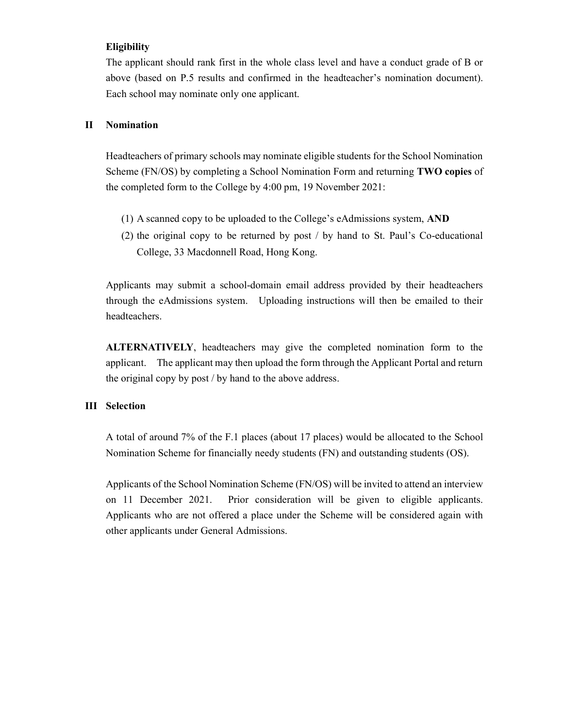**Eligibility**

The applicant should rank first in the whole class level and have a conduct grade of B or above (based on P.5 results and confirmed in the headteacher's nomination document). Each school may nominate only one applicant.

## II Nomination

Headteachers of primary schools may nominate eligible students for the School Nomination Scheme (FN/OS) by completing a School Nomination Form and returning **TWO copies** of the completed form to the College by 4:00 pm, 19 November 2021:

(1) A scanned copy to be uploaded to the College's eAdmissions system, **AND**

(2) the original copy to be returned by post / by hand to St. Paul's Co-educational College, 33 Macdonnell Road, Hong Kong.

Applicants may submit a school-domain email address provided by their headteachers through the eAdmissions system. Uploading instructions will then be emailed to their headteachers.

**ALTERNATIVELY**, headteachers may give the completed nomination form to the applicant. The applicant may then upload the form through the Applicant Portal and return the original copy by post / by hand to the above address.

## III Selection

A total of around 7% of the F.1 places (about 17 places) would be allocated to the School Nomination Scheme for financially needy students (FN) and outstanding students (OS).

Applicants of the School Nomination Scheme (FN/OS) will be invited to attend an interview on 11 December 2021. Prior consideration will be given to eligible applicants. Applicants who are not offered a place under the Scheme will be considered again with other applicants under General Admissions.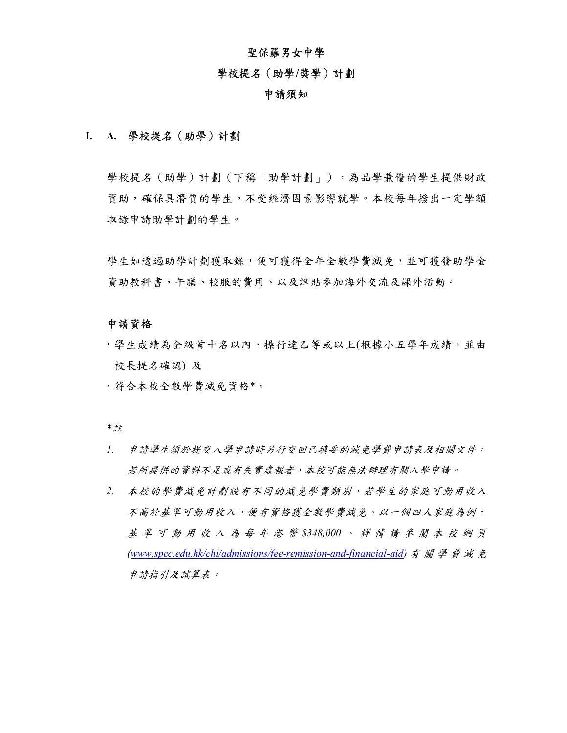# 聖保羅男女中學

## 學校提名（助學/獎學）計劃

## 申請須知

### I. A. 學校提名（助學）計劃

學校提名（助學）計劃（下稱「助學計劃」），為品學兼優的學生提供財政資助，確保具潛質的學生，不受經濟因素影響就學。本校每年撥出一定學額取錄申請助學計劃的學生。

學生如透過助學計劃獲取錄，便可獲得全年全數學費減免，並可獲發助學金資助教科書、午膳、校服的費用、以及津貼參加海外交流及課外活動。

**申請資格**

- 學生成績為全級首十名以內、操行達乙等或以上(根據小五學年成績，並由校長提名確認) 及
- 符合本校全數學費減免資格*。

*\*註*

1. *申請學生須於提交入學申請時另行交回已填妥的減免學費申請表及相關文件。若所提供的資料不足或有失實虛報者，本校可能無法辦理有關入學申請。*
2. *本校的學費減免計劃設有不同的減免學費類別，若學生的家庭可動用收入不高於基準可動用收入，便有資格獲全數學費減免。以一個四人家庭為例，基準可動用收入為每年港幣$348,000。詳情請參閱本校網頁(www.spcc.edu.hk/chi/admissions/fee-remission-and-financial-aid)有關學費減免申請指引及試算表。*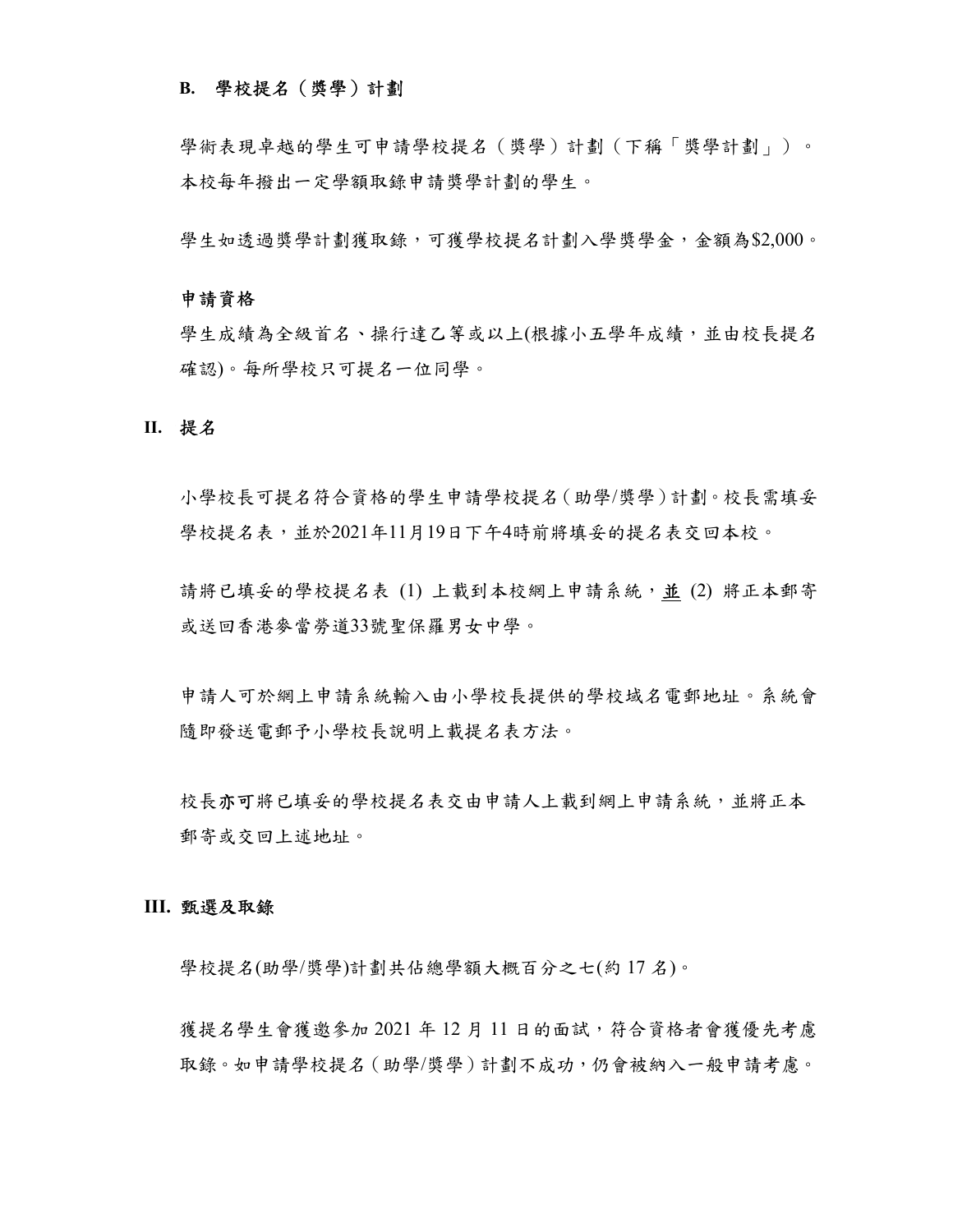### B. 學校提名（獎學）計劃

學術表現卓越的學生可申請學校提名（獎學）計劃（下稱「獎學計劃」）。本校每年撥出一定學額取錄申請獎學計劃的學生。

學生如透過獎學計劃獲取錄，可獲學校提名計劃入學獎學金，金額為$2,000。

**申請資格**

學生成績為全級首名、操行達乙等或以上(根據小五學年成績，並由校長提名確認)。每所學校只可提名一位同學。

## II. 提名

小學校長可提名符合資格的學生申請學校提名（助學/獎學）計劃。校長需填妥學校提名表，並於2021年11月19日下午4時前將填妥的提名表交回本校。

請將已填妥的學校提名表 (1) 上載到本校網上申請系統，並 (2) 將正本郵寄或送回香港麥當勞道33號聖保羅男女中學。

申請人可於網上申請系統輸入由小學校長提供的學校域名電郵地址。系統會隨即發送電郵予小學校長說明上載提名表方法。

校長**亦可**將已填妥的學校提名表交由申請人上載到網上申請系統，並將正本郵寄或交回上述地址。

## III. 甄選及取錄

學校提名(助學/獎學)計劃共佔總學額大概百分之七(約 17 名)。

獲提名學生會獲邀參加 2021 年 12 月 11 日的面試，符合資格者會獲優先考慮取錄。如申請學校提名（助學/獎學）計劃不成功，仍會被納入一般申請考慮。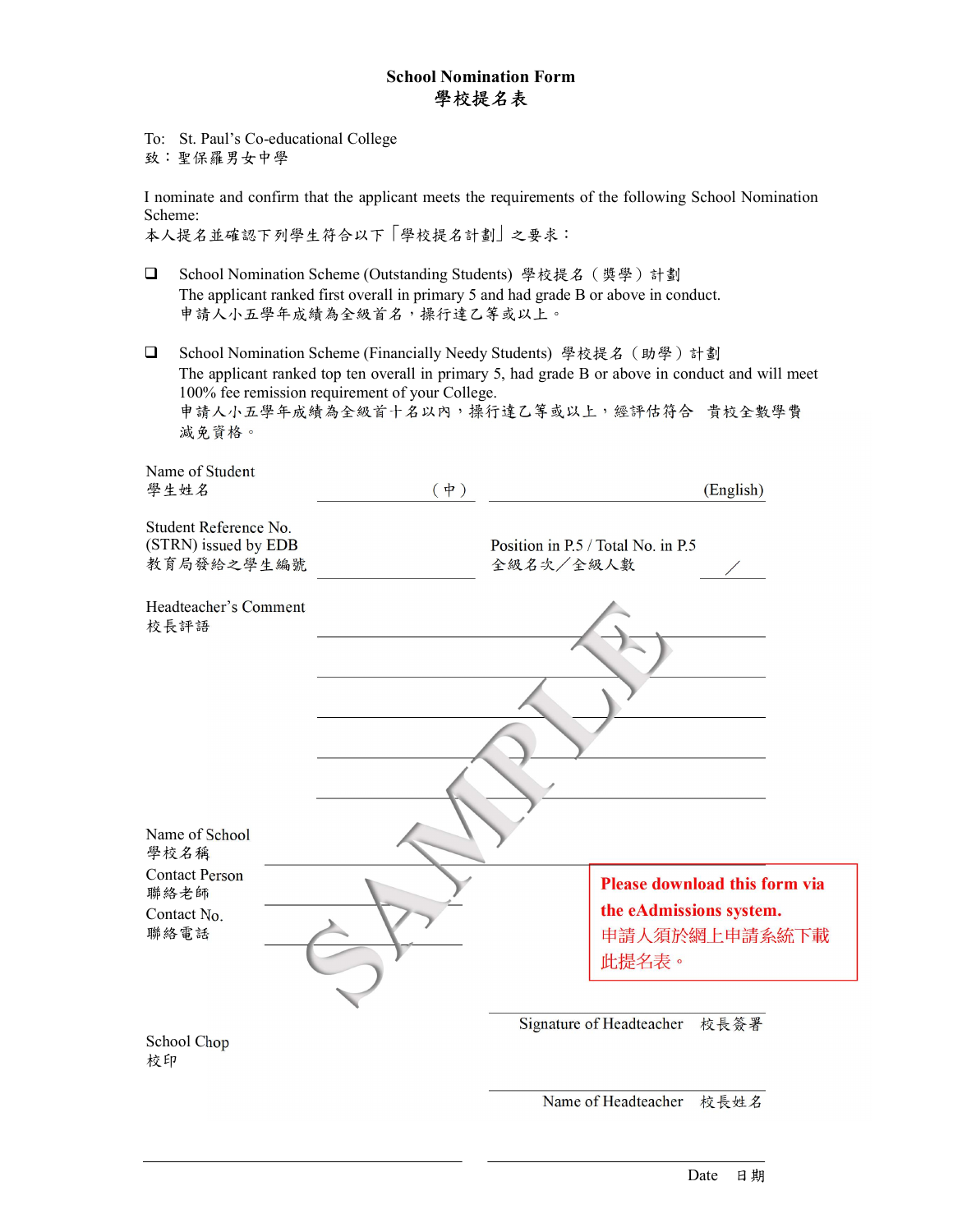# School Nomination Form
# 學校提名表

To: St. Paul's Co-educational College
致：聖保羅男女中學

I nominate and confirm that the applicant meets the requirements of the following School Nomination Scheme:
本人提名並確認下列學生符合以下「學校提名計劃」之要求：

- ☐ School Nomination Scheme (Outstanding Students) 學校提名（獎學）計劃
  The applicant ranked first overall in primary 5 and had grade B or above in conduct.
  申請人小五學年成績為全級首名，操行達乙等或以上。

- ☐ School Nomination Scheme (Financially Needy Students) 學校提名（助學）計劃
  The applicant ranked top ten overall in primary 5, had grade B or above in conduct and will meet 100% fee remission requirement of your College.
  申請人小五學年成績為全級首十名以內，操行達乙等或以上，經評估符合 貴校全數學費減免資格。

Name of Student
學生姓名 ____________________（中） ____________________ (English)

Student Reference No. (STRN) issued by EDB
教育局發給之學生編號 ____________________

Position in P.5 / Total No. in P.5
全級名次／全級人數 ______ / ______

Headteacher's Comment
校長評語
____________________________________________
____________________________________________
____________________________________________
____________________________________________
____________________________________________

Name of School
學校名稱 ____________________

Contact Person
聯絡老師 ____________________

Contact No.
聯絡電話 ____________________

**Please download this form via the eAdmissions system.**
申請人須於網上申請系統下載此提名表。

SAMPLE

____________________
Signature of Headteacher 校長簽署

School Chop
校印

____________________
Name of Headteacher 校長姓名

____________________ ____________________
Date 日期